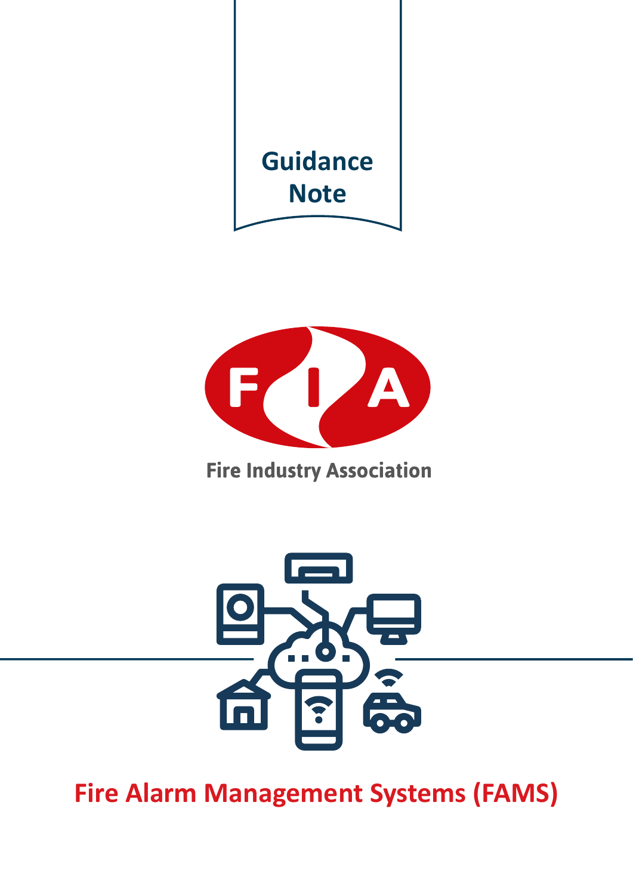Guidance Note

Fire Industry Association

# Fire Alarm Management Systems (FAMS)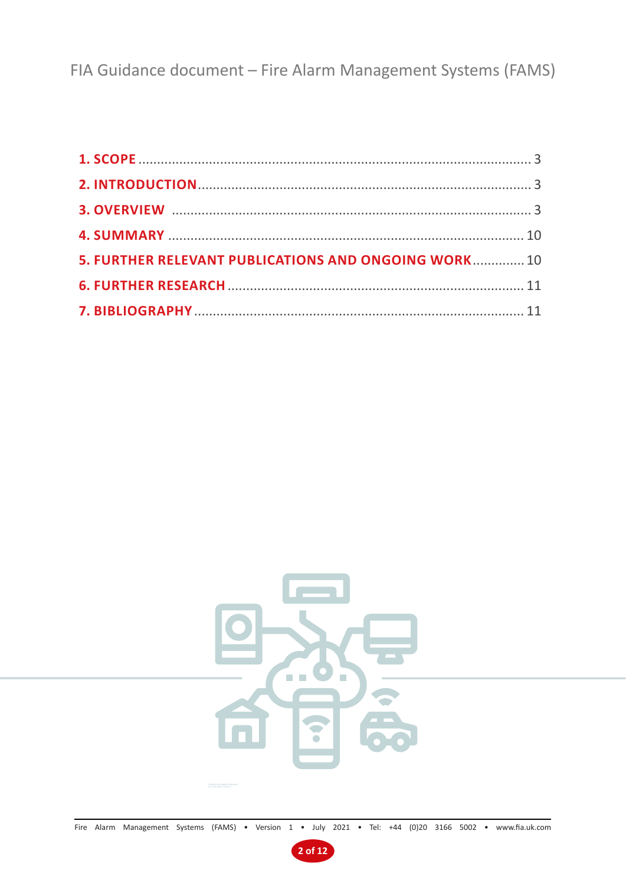| | |
|---|---|
| **1. SCOPE** | 3 |
| **2. INTRODUCTION** | 3 |
| **3. OVERVIEW** | 3 |
| **4. SUMMARY** | 10 |
| **5. FURTHER RELEVANT PUBLICATIONS AND ONGOING WORK** | 10 |
| **6. FURTHER RESEARCH** | 11 |
| **7. BIBLIOGRAPHY** | 11 |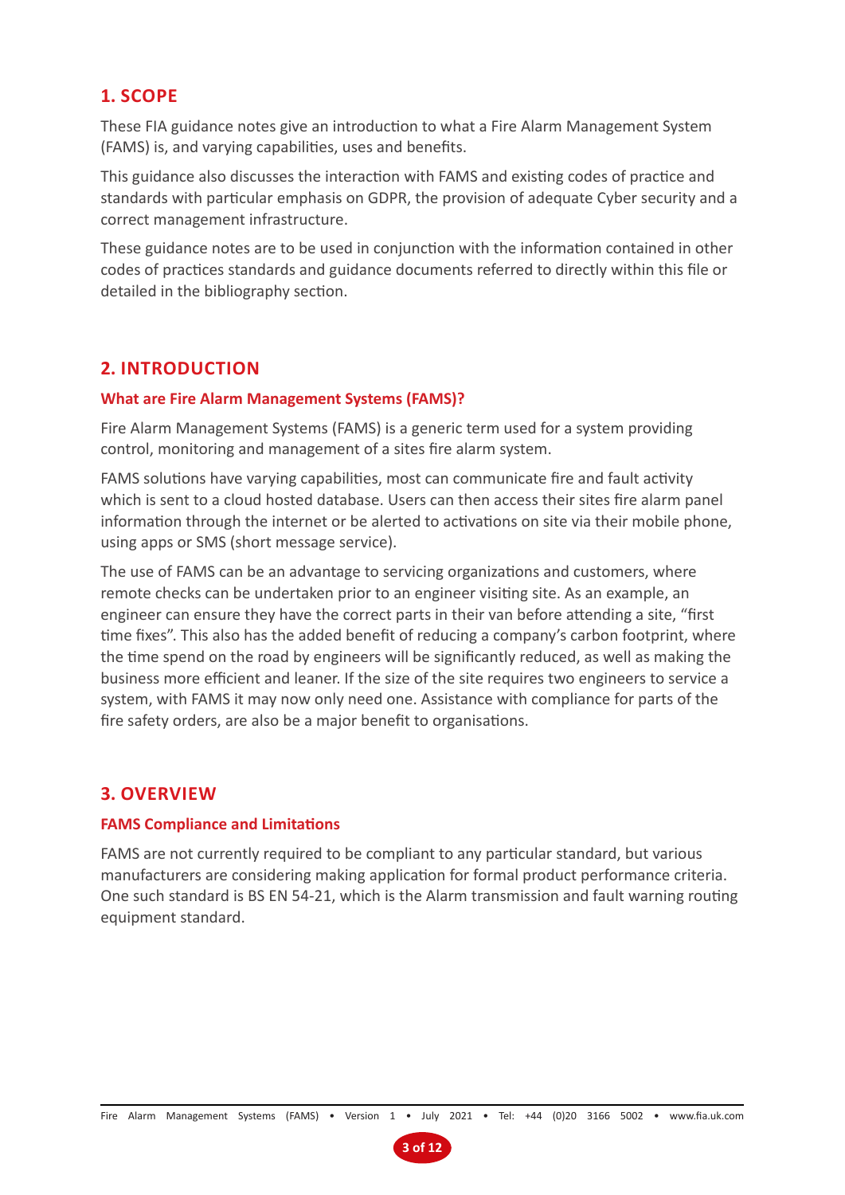## 1. SCOPE

These FIA guidance notes give an introduction to what a Fire Alarm Management System (FAMS) is, and varying capabilities, uses and benefits.

This guidance also discusses the interaction with FAMS and existing codes of practice and standards with particular emphasis on GDPR, the provision of adequate Cyber security and a correct management infrastructure.

These guidance notes are to be used in conjunction with the information contained in other codes of practices standards and guidance documents referred to directly within this file or detailed in the bibliography section.

## 2. INTRODUCTION

### What are Fire Alarm Management Systems (FAMS)?

Fire Alarm Management Systems (FAMS) is a generic term used for a system providing control, monitoring and management of a sites fire alarm system.

FAMS solutions have varying capabilities, most can communicate fire and fault activity which is sent to a cloud hosted database. Users can then access their sites fire alarm panel information through the internet or be alerted to activations on site via their mobile phone, using apps or SMS (short message service).

The use of FAMS can be an advantage to servicing organizations and customers, where remote checks can be undertaken prior to an engineer visiting site. As an example, an engineer can ensure they have the correct parts in their van before attending a site, "first time fixes". This also has the added benefit of reducing a company's carbon footprint, where the time spend on the road by engineers will be significantly reduced, as well as making the business more efficient and leaner. If the size of the site requires two engineers to service a system, with FAMS it may now only need one. Assistance with compliance for parts of the fire safety orders, are also be a major benefit to organisations.

## 3. OVERVIEW

### FAMS Compliance and Limitations

FAMS are not currently required to be compliant to any particular standard, but various manufacturers are considering making application for formal product performance criteria. One such standard is BS EN 54-21, which is the Alarm transmission and fault warning routing equipment standard.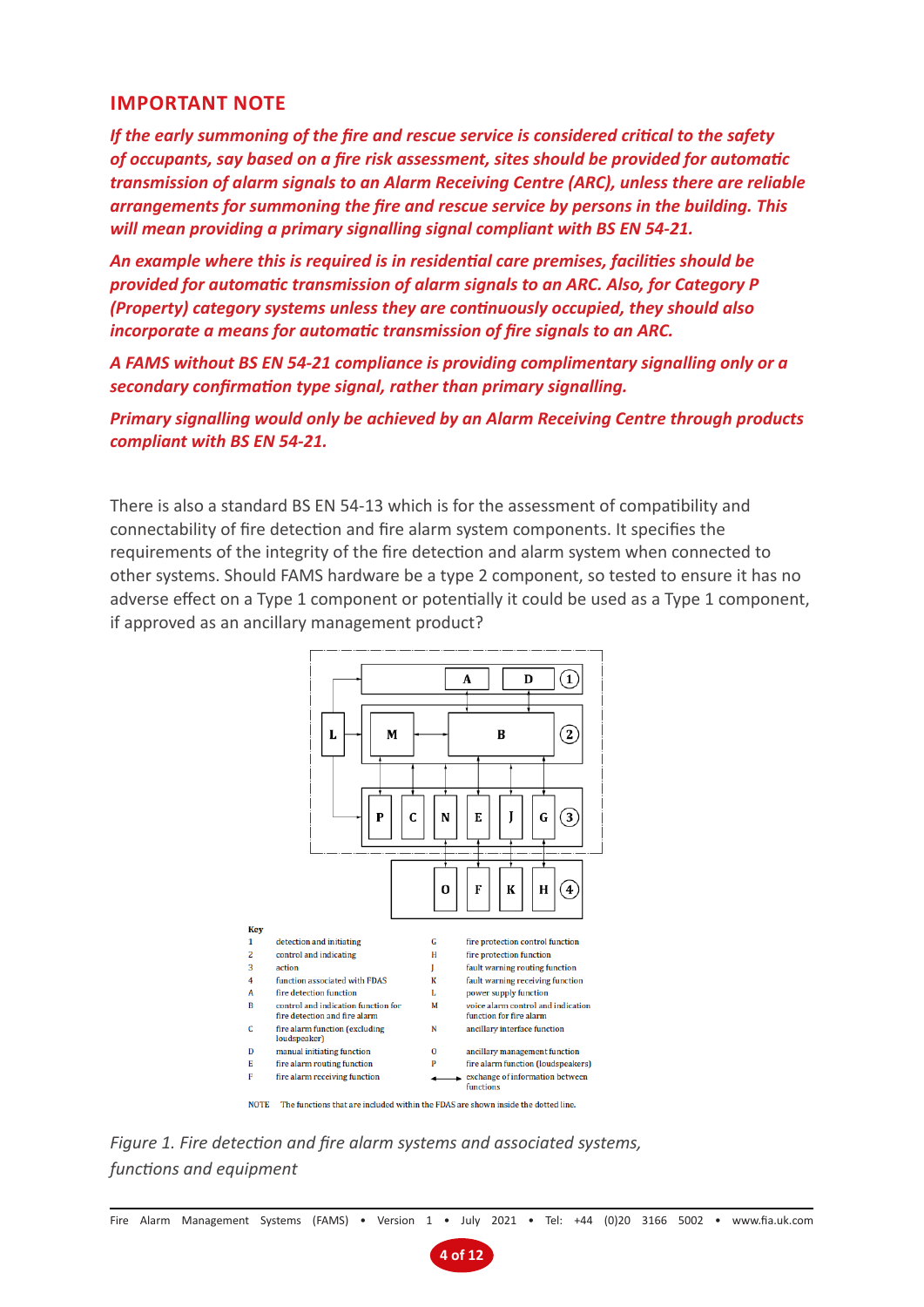## IMPORTANT NOTE

***If the early summoning of the fire and rescue service is considered critical to the safety of occupants, say based on a fire risk assessment, sites should be provided for automatic transmission of alarm signals to an Alarm Receiving Centre (ARC), unless there are reliable arrangements for summoning the fire and rescue service by persons in the building. This will mean providing a primary signalling signal compliant with BS EN 54-21.***

***An example where this is required is in residential care premises, facilities should be provided for automatic transmission of alarm signals to an ARC. Also, for Category P (Property) category systems unless they are continuously occupied, they should also incorporate a means for automatic transmission of fire signals to an ARC.***

***A FAMS without BS EN 54-21 compliance is providing complimentary signalling only or a secondary confirmation type signal, rather than primary signalling.***

***Primary signalling would only be achieved by an Alarm Receiving Centre through products compliant with BS EN 54-21.***

There is also a standard BS EN 54-13 which is for the assessment of compatibility and connectability of fire detection and fire alarm system components. It specifies the requirements of the integrity of the fire detection and alarm system when connected to other systems. Should FAMS hardware be a type 2 component, so tested to ensure it has no adverse effect on a Type 1 component or potentially it could be used as a Type 1 component, if approved as an ancillary management product?

**Key**

| | | | |
|---|---|---|---|
| 1 | detection and initiating | G | fire protection control function |
| 2 | control and indicating | H | fire protection function |
| 3 | action | J | fault warning routing function |
| 4 | function associated with FDAS | K | fault warning receiving function |
| A | fire detection function | L | power supply function |
| B | control and indication function for fire detection and fire alarm | M | voice alarm control and indication function for fire alarm |
| C | fire alarm function (excluding loudspeaker) | N | ancillary interface function |
| D | manual initiating function | O | ancillary management function |
| E | fire alarm routing function | P | fire alarm function (loudspeakers) |
| F | fire alarm receiving function | ⟷ | exchange of information between functions |

NOTE The functions that are included within the FDAS are shown inside the dotted line.

*Figure 1. Fire detection and fire alarm systems and associated systems, functions and equipment*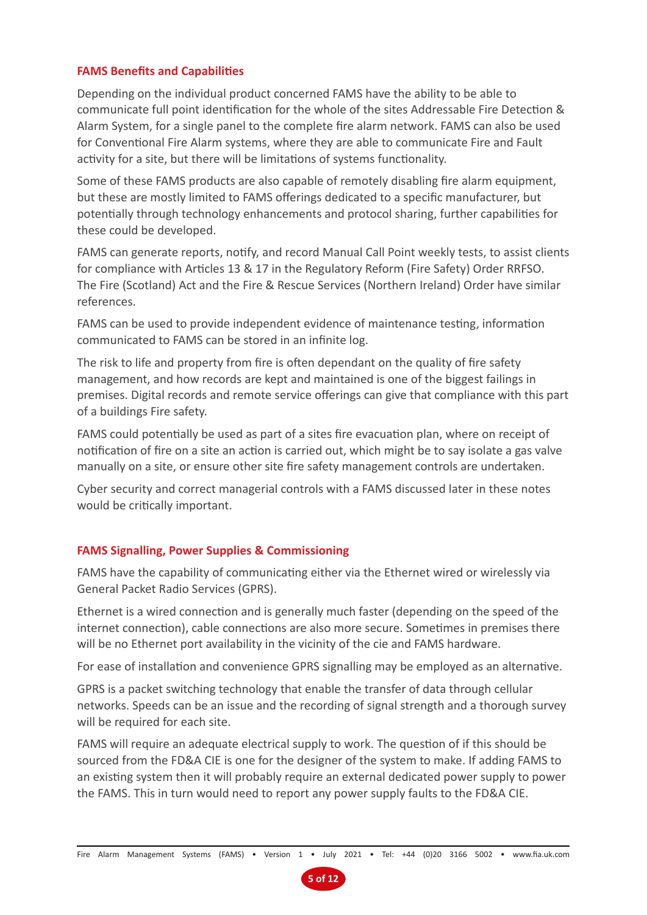## FAMS Benefits and Capabilities

Depending on the individual product concerned FAMS have the ability to be able to communicate full point identification for the whole of the sites Addressable Fire Detection & Alarm System, for a single panel to the complete fire alarm network. FAMS can also be used for Conventional Fire Alarm systems, where they are able to communicate Fire and Fault activity for a site, but there will be limitations of systems functionality.

Some of these FAMS products are also capable of remotely disabling fire alarm equipment, but these are mostly limited to FAMS offerings dedicated to a specific manufacturer, but potentially through technology enhancements and protocol sharing, further capabilities for these could be developed.

FAMS can generate reports, notify, and record Manual Call Point weekly tests, to assist clients for compliance with Articles 13 & 17 in the Regulatory Reform (Fire Safety) Order RRFSO. The Fire (Scotland) Act and the Fire & Rescue Services (Northern Ireland) Order have similar references.

FAMS can be used to provide independent evidence of maintenance testing, information communicated to FAMS can be stored in an infinite log.

The risk to life and property from fire is often dependant on the quality of fire safety management, and how records are kept and maintained is one of the biggest failings in premises. Digital records and remote service offerings can give that compliance with this part of a buildings Fire safety.

FAMS could potentially be used as part of a sites fire evacuation plan, where on receipt of notification of fire on a site an action is carried out, which might be to say isolate a gas valve manually on a site, or ensure other site fire safety management controls are undertaken.

Cyber security and correct managerial controls with a FAMS discussed later in these notes would be critically important.

## FAMS Signalling, Power Supplies & Commissioning

FAMS have the capability of communicating either via the Ethernet wired or wirelessly via General Packet Radio Services (GPRS).

Ethernet is a wired connection and is generally much faster (depending on the speed of the internet connection), cable connections are also more secure. Sometimes in premises there will be no Ethernet port availability in the vicinity of the cie and FAMS hardware.

For ease of installation and convenience GPRS signalling may be employed as an alternative.

GPRS is a packet switching technology that enable the transfer of data through cellular networks. Speeds can be an issue and the recording of signal strength and a thorough survey will be required for each site.

FAMS will require an adequate electrical supply to work. The question of if this should be sourced from the FD&A CIE is one for the designer of the system to make. If adding FAMS to an existing system then it will probably require an external dedicated power supply to power the FAMS. This in turn would need to report any power supply faults to the FD&A CIE.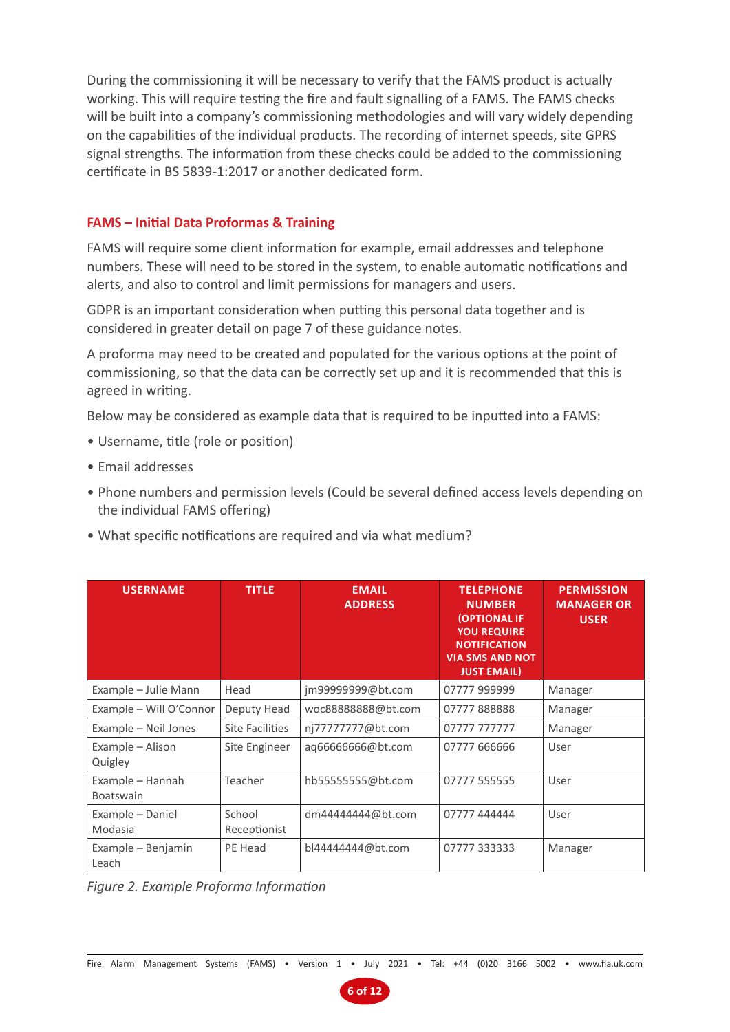During the commissioning it will be necessary to verify that the FAMS product is actually working. This will require testing the fire and fault signalling of a FAMS. The FAMS checks will be built into a company's commissioning methodologies and will vary widely depending on the capabilities of the individual products. The recording of internet speeds, site GPRS signal strengths. The information from these checks could be added to the commissioning certificate in BS 5839-1:2017 or another dedicated form.

## FAMS – Initial Data Proformas & Training

FAMS will require some client information for example, email addresses and telephone numbers. These will need to be stored in the system, to enable automatic notifications and alerts, and also to control and limit permissions for managers and users.

GDPR is an important consideration when putting this personal data together and is considered in greater detail on page 7 of these guidance notes.

A proforma may need to be created and populated for the various options at the point of commissioning, so that the data can be correctly set up and it is recommended that this is agreed in writing.

Below may be considered as example data that is required to be inputted into a FAMS:

- Username, title (role or position)
- Email addresses
- Phone numbers and permission levels (Could be several defined access levels depending on the individual FAMS offering)
- What specific notifications are required and via what medium?

| USERNAME | TITLE | EMAIL ADDRESS | TELEPHONE NUMBER (OPTIONAL IF YOU REQUIRE NOTIFICATION VIA SMS AND NOT JUST EMAIL) | PERMISSION MANAGER OR USER |
|---|---|---|---|---|
| Example – Julie Mann | Head | jm99999999@bt.com | 07777 999999 | Manager |
| Example – Will O'Connor | Deputy Head | woc88888888@bt.com | 07777 888888 | Manager |
| Example – Neil Jones | Site Facilities | nj77777777@bt.com | 07777 777777 | Manager |
| Example – Alison Quigley | Site Engineer | aq66666666@bt.com | 07777 666666 | User |
| Example – Hannah Boatswain | Teacher | hb55555555@bt.com | 07777 555555 | User |
| Example – Daniel Modasia | School Receptionist | dm44444444@bt.com | 07777 444444 | User |
| Example – Benjamin Leach | PE Head | bl44444444@bt.com | 07777 333333 | Manager |

*Figure 2. Example Proforma Information*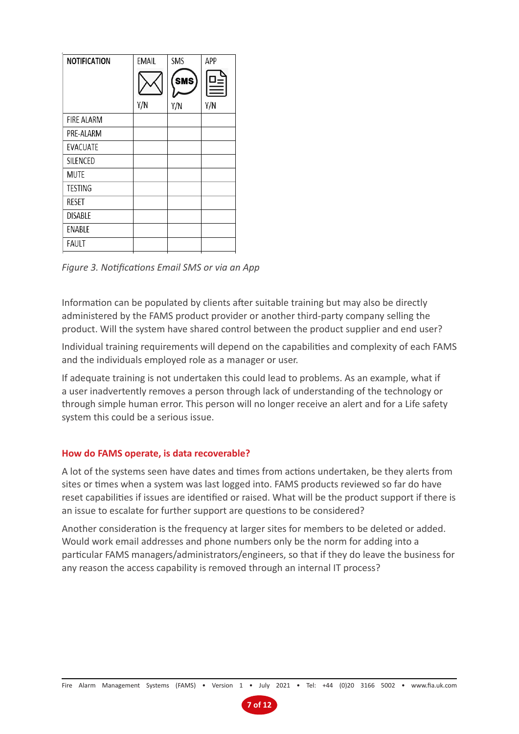| NOTIFICATION | EMAIL Y/N | SMS Y/N | APP Y/N |
|---|---|---|---|
| FIRE ALARM | | | |
| PRE-ALARM | | | |
| EVACUATE | | | |
| SILENCED | | | |
| MUTE | | | |
| TESTING | | | |
| RESET | | | |
| DISABLE | | | |
| ENABLE | | | |
| FAULT | | | |

*Figure 3. Notifications Email SMS or via an App*

Information can be populated by clients after suitable training but may also be directly administered by the FAMS product provider or another third-party company selling the product. Will the system have shared control between the product supplier and end user?

Individual training requirements will depend on the capabilities and complexity of each FAMS and the individuals employed role as a manager or user.

If adequate training is not undertaken this could lead to problems. As an example, what if a user inadvertently removes a person through lack of understanding of the technology or through simple human error. This person will no longer receive an alert and for a Life safety system this could be a serious issue.

### How do FAMS operate, is data recoverable?

A lot of the systems seen have dates and times from actions undertaken, be they alerts from sites or times when a system was last logged into. FAMS products reviewed so far do have reset capabilities if issues are identified or raised. What will be the product support if there is an issue to escalate for further support are questions to be considered?

Another consideration is the frequency at larger sites for members to be deleted or added. Would work email addresses and phone numbers only be the norm for adding into a particular FAMS managers/administrators/engineers, so that if they do leave the business for any reason the access capability is removed through an internal IT process?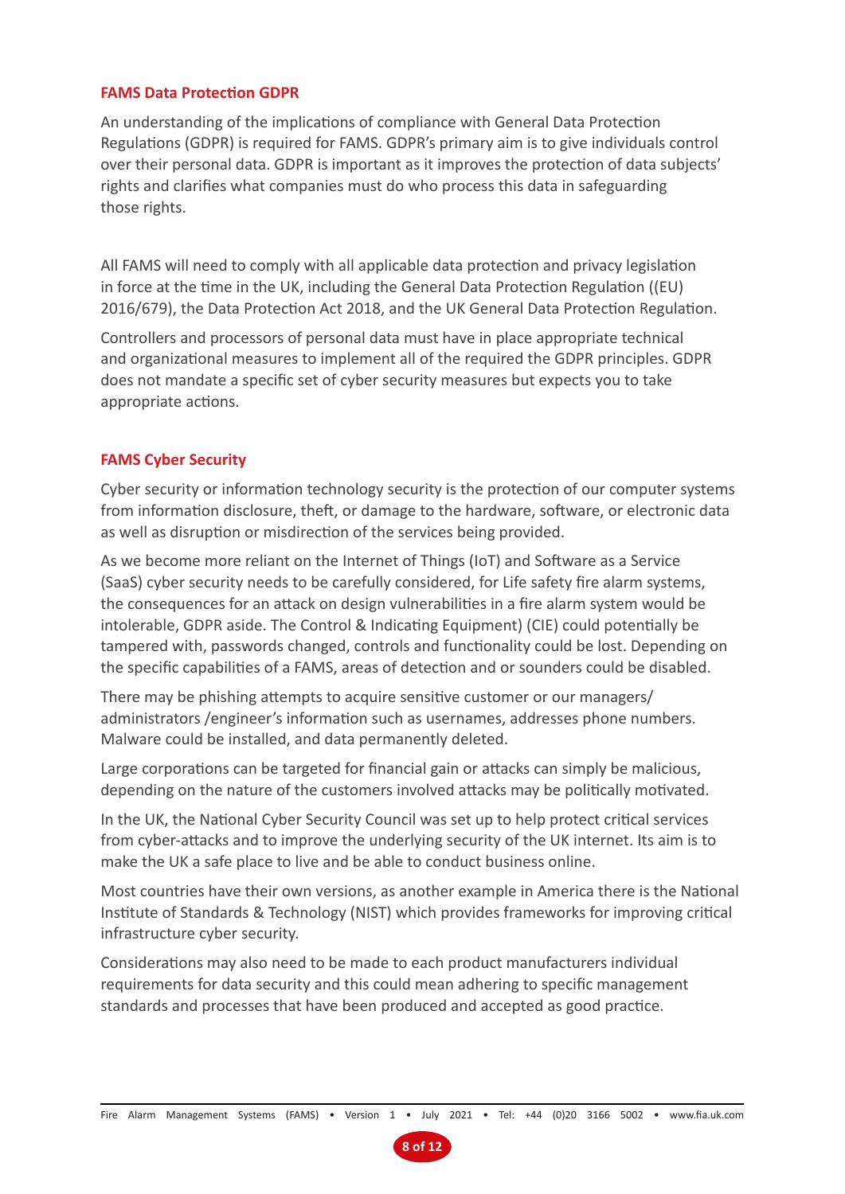## FAMS Data Protection GDPR

An understanding of the implications of compliance with General Data Protection Regulations (GDPR) is required for FAMS. GDPR's primary aim is to give individuals control over their personal data. GDPR is important as it improves the protection of data subjects' rights and clarifies what companies must do who process this data in safeguarding those rights.

All FAMS will need to comply with all applicable data protection and privacy legislation in force at the time in the UK, including the General Data Protection Regulation ((EU) 2016/679), the Data Protection Act 2018, and the UK General Data Protection Regulation.

Controllers and processors of personal data must have in place appropriate technical and organizational measures to implement all of the required the GDPR principles. GDPR does not mandate a specific set of cyber security measures but expects you to take appropriate actions.

## FAMS Cyber Security

Cyber security or information technology security is the protection of our computer systems from information disclosure, theft, or damage to the hardware, software, or electronic data as well as disruption or misdirection of the services being provided.

As we become more reliant on the Internet of Things (IoT) and Software as a Service (SaaS) cyber security needs to be carefully considered, for Life safety fire alarm systems, the consequences for an attack on design vulnerabilities in a fire alarm system would be intolerable, GDPR aside. The Control & Indicating Equipment) (CIE) could potentially be tampered with, passwords changed, controls and functionality could be lost. Depending on the specific capabilities of a FAMS, areas of detection and or sounders could be disabled.

There may be phishing attempts to acquire sensitive customer or our managers/ administrators /engineer's information such as usernames, addresses phone numbers. Malware could be installed, and data permanently deleted.

Large corporations can be targeted for financial gain or attacks can simply be malicious, depending on the nature of the customers involved attacks may be politically motivated.

In the UK, the National Cyber Security Council was set up to help protect critical services from cyber-attacks and to improve the underlying security of the UK internet. Its aim is to make the UK a safe place to live and be able to conduct business online.

Most countries have their own versions, as another example in America there is the National Institute of Standards & Technology (NIST) which provides frameworks for improving critical infrastructure cyber security.

Considerations may also need to be made to each product manufacturers individual requirements for data security and this could mean adhering to specific management standards and processes that have been produced and accepted as good practice.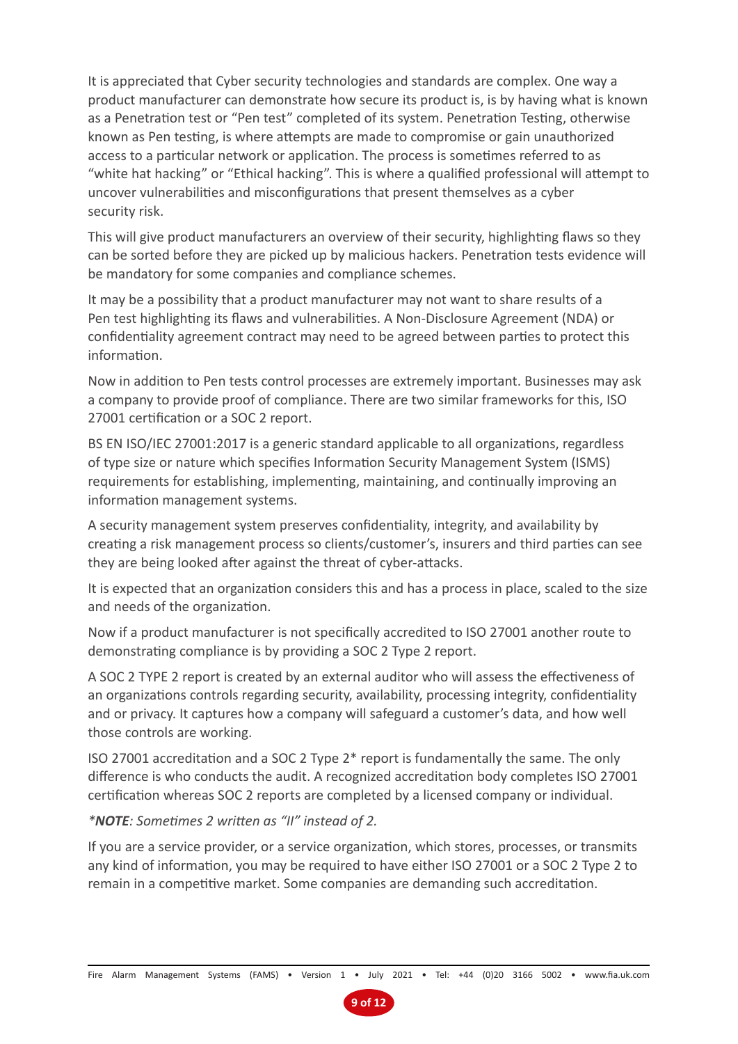It is appreciated that Cyber security technologies and standards are complex. One way a product manufacturer can demonstrate how secure its product is, is by having what is known as a Penetration test or "Pen test" completed of its system. Penetration Testing, otherwise known as Pen testing, is where attempts are made to compromise or gain unauthorized access to a particular network or application. The process is sometimes referred to as "white hat hacking" or "Ethical hacking". This is where a qualified professional will attempt to uncover vulnerabilities and misconfigurations that present themselves as a cyber security risk.

This will give product manufacturers an overview of their security, highlighting flaws so they can be sorted before they are picked up by malicious hackers. Penetration tests evidence will be mandatory for some companies and compliance schemes.

It may be a possibility that a product manufacturer may not want to share results of a Pen test highlighting its flaws and vulnerabilities. A Non-Disclosure Agreement (NDA) or confidentiality agreement contract may need to be agreed between parties to protect this information.

Now in addition to Pen tests control processes are extremely important. Businesses may ask a company to provide proof of compliance. There are two similar frameworks for this, ISO 27001 certification or a SOC 2 report.

BS EN ISO/IEC 27001:2017 is a generic standard applicable to all organizations, regardless of type size or nature which specifies Information Security Management System (ISMS) requirements for establishing, implementing, maintaining, and continually improving an information management systems.

A security management system preserves confidentiality, integrity, and availability by creating a risk management process so clients/customer's, insurers and third parties can see they are being looked after against the threat of cyber-attacks.

It is expected that an organization considers this and has a process in place, scaled to the size and needs of the organization.

Now if a product manufacturer is not specifically accredited to ISO 27001 another route to demonstrating compliance is by providing a SOC 2 Type 2 report.

A SOC 2 TYPE 2 report is created by an external auditor who will assess the effectiveness of an organizations controls regarding security, availability, processing integrity, confidentiality and or privacy. It captures how a company will safeguard a customer's data, and how well those controls are working.

ISO 27001 accreditation and a SOC 2 Type 2* report is fundamentally the same. The only difference is who conducts the audit. A recognized accreditation body completes ISO 27001 certification whereas SOC 2 reports are completed by a licensed company or individual.

*\****NOTE****: Sometimes 2 written as "II" instead of 2.*

If you are a service provider, or a service organization, which stores, processes, or transmits any kind of information, you may be required to have either ISO 27001 or a SOC 2 Type 2 to remain in a competitive market. Some companies are demanding such accreditation.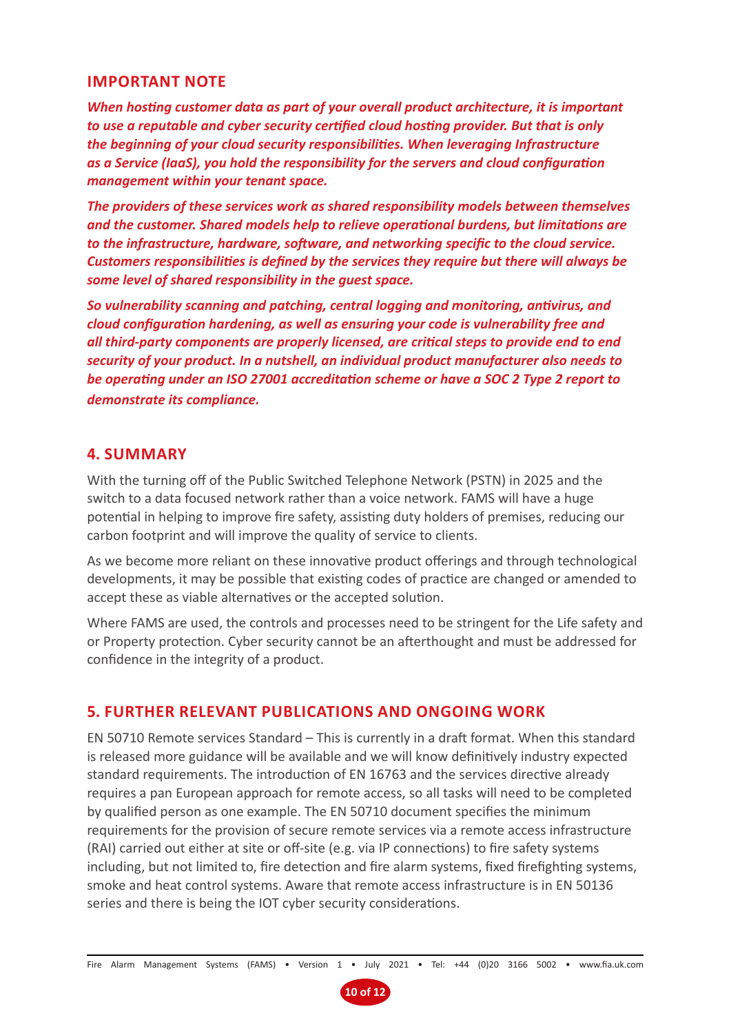## IMPORTANT NOTE

***When hosting customer data as part of your overall product architecture, it is important to use a reputable and cyber security certified cloud hosting provider. But that is only the beginning of your cloud security responsibilities. When leveraging Infrastructure as a Service (IaaS), you hold the responsibility for the servers and cloud configuration management within your tenant space.***

***The providers of these services work as shared responsibility models between themselves and the customer. Shared models help to relieve operational burdens, but limitations are to the infrastructure, hardware, software, and networking specific to the cloud service. Customers responsibilities is defined by the services they require but there will always be some level of shared responsibility in the guest space.***

***So vulnerability scanning and patching, central logging and monitoring, antivirus, and cloud configuration hardening, as well as ensuring your code is vulnerability free and all third-party components are properly licensed, are critical steps to provide end to end security of your product. In a nutshell, an individual product manufacturer also needs to be operating under an ISO 27001 accreditation scheme or have a SOC 2 Type 2 report to demonstrate its compliance.***

## 4. SUMMARY

With the turning off of the Public Switched Telephone Network (PSTN) in 2025 and the switch to a data focused network rather than a voice network. FAMS will have a huge potential in helping to improve fire safety, assisting duty holders of premises, reducing our carbon footprint and will improve the quality of service to clients.

As we become more reliant on these innovative product offerings and through technological developments, it may be possible that existing codes of practice are changed or amended to accept these as viable alternatives or the accepted solution.

Where FAMS are used, the controls and processes need to be stringent for the Life safety and or Property protection. Cyber security cannot be an afterthought and must be addressed for confidence in the integrity of a product.

## 5. FURTHER RELEVANT PUBLICATIONS AND ONGOING WORK

EN 50710 Remote services Standard – This is currently in a draft format. When this standard is released more guidance will be available and we will know definitively industry expected standard requirements. The introduction of EN 16763 and the services directive already requires a pan European approach for remote access, so all tasks will need to be completed by qualified person as one example. The EN 50710 document specifies the minimum requirements for the provision of secure remote services via a remote access infrastructure (RAI) carried out either at site or off-site (e.g. via IP connections) to fire safety systems including, but not limited to, fire detection and fire alarm systems, fixed firefighting systems, smoke and heat control systems. Aware that remote access infrastructure is in EN 50136 series and there is being the IOT cyber security considerations.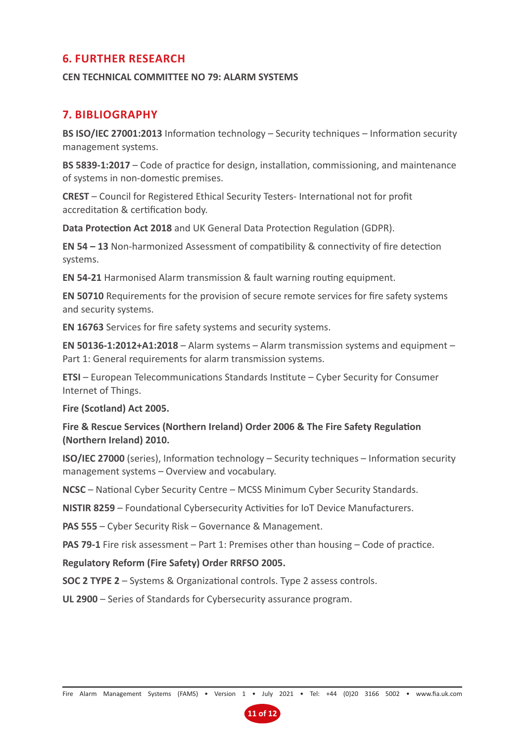## 6. FURTHER RESEARCH

**CEN TECHNICAL COMMITTEE NO 79: ALARM SYSTEMS**

## 7. BIBLIOGRAPHY

**BS ISO/IEC 27001:2013** Information technology – Security techniques – Information security management systems.

**BS 5839-1:2017** – Code of practice for design, installation, commissioning, and maintenance of systems in non-domestic premises.

**CREST** – Council for Registered Ethical Security Testers- International not for profit accreditation & certification body.

**Data Protection Act 2018** and UK General Data Protection Regulation (GDPR).

**EN 54 – 13** Non-harmonized Assessment of compatibility & connectivity of fire detection systems.

**EN 54-21** Harmonised Alarm transmission & fault warning routing equipment.

**EN 50710** Requirements for the provision of secure remote services for fire safety systems and security systems.

**EN 16763** Services for fire safety systems and security systems.

**EN 50136-1:2012+A1:2018** – Alarm systems – Alarm transmission systems and equipment – Part 1: General requirements for alarm transmission systems.

**ETSI** – European Telecommunications Standards Institute – Cyber Security for Consumer Internet of Things.

**Fire (Scotland) Act 2005.**

**Fire & Rescue Services (Northern Ireland) Order 2006 & The Fire Safety Regulation (Northern Ireland) 2010.**

**ISO/IEC 27000** (series), Information technology – Security techniques – Information security management systems – Overview and vocabulary.

**NCSC** – National Cyber Security Centre – MCSS Minimum Cyber Security Standards.

**NISTIR 8259** – Foundational Cybersecurity Activities for IoT Device Manufacturers.

**PAS 555** – Cyber Security Risk – Governance & Management.

**PAS 79-1** Fire risk assessment – Part 1: Premises other than housing – Code of practice.

**Regulatory Reform (Fire Safety) Order RRFSO 2005.**

**SOC 2 TYPE 2** – Systems & Organizational controls. Type 2 assess controls.

**UL 2900** – Series of Standards for Cybersecurity assurance program.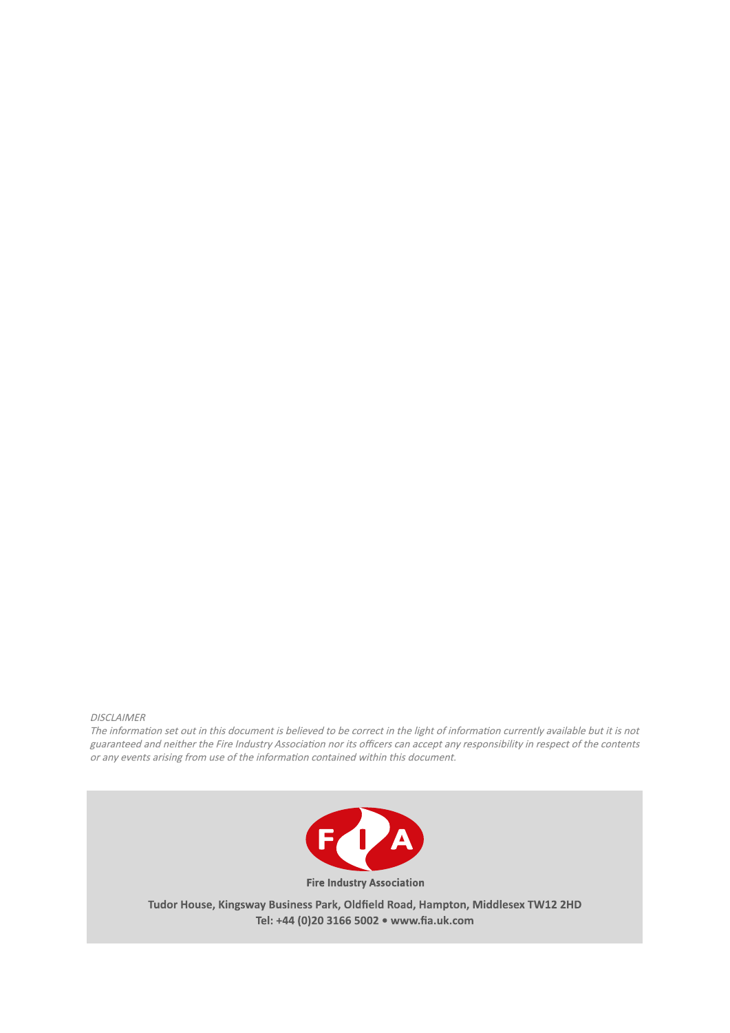*DISCLAIMER*
*The information set out in this document is believed to be correct in the light of information currently available but it is not guaranteed and neither the Fire Industry Association nor its officers can accept any responsibility in respect of the contents or any events arising from use of the information contained within this document.*

**Fire Industry Association**

**Tudor House, Kingsway Business Park, Oldfield Road, Hampton, Middlesex TW12 2HD**
**Tel: +44 (0)20 3166 5002 • www.fia.uk.com**